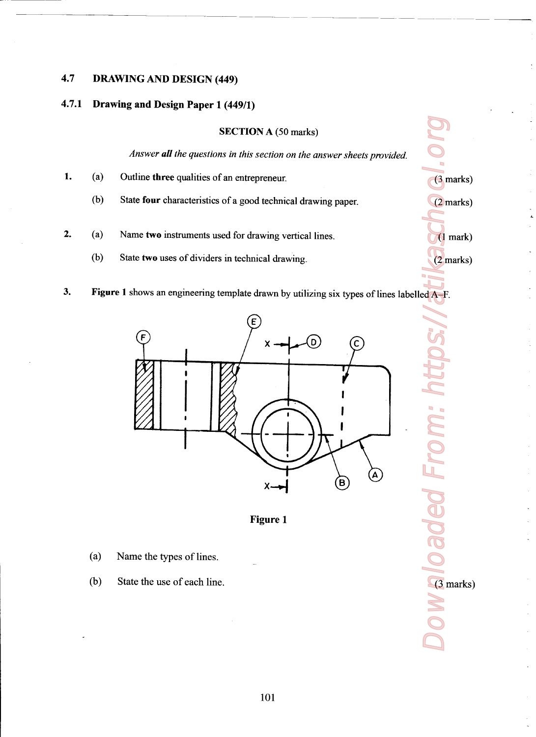## 4.7 DRAWING AND DESIGN (449)

### 4.7.1 Drawing and Design Paper 1 (449/1)

**SECTION A** (50 marks)

*Answer **all** the questions in this section on the answer sheets provided.*

1. (a) Outline **three** qualities of an entrepreneur. (3 marks)

   (b) State **four** characteristics of a good technical drawing paper. (2 marks)

2. (a) Name **two** instruments used for drawing vertical lines. (1 mark)

   (b) State **two** uses of dividers in technical drawing. (2 marks)

3. **Figure 1** shows an engineering template drawn by utilizing six types of lines labelled A–F.

F
E
X
D
C
X
B
A

**Figure 1**

   (a) Name the types of lines.

   (b) State the use of each line. (3 marks)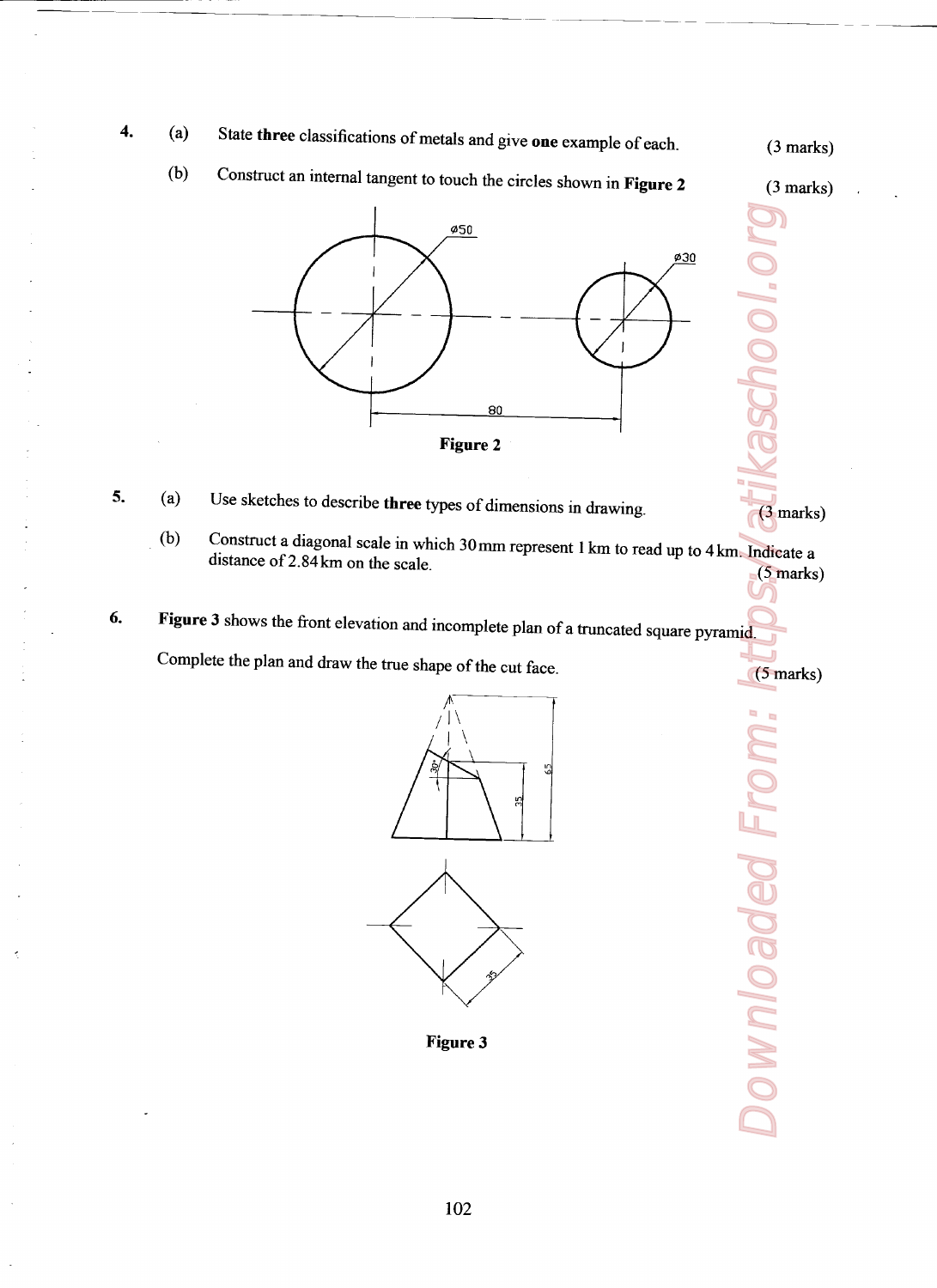4. (a) State **three** classifications of metals and give **one** example of each. (3 marks)

   (b) Construct an internal tangent to touch the circles shown in **Figure 2** (3 marks)

ø50

ø30

80

**Figure 2**

5. (a) Use sketches to describe **three** types of dimensions in drawing. (3 marks)

   (b) Construct a diagonal scale in which 30 mm represent 1 km to read up to 4 km. Indicate a distance of 2.84 km on the scale. (5 marks)

6. **Figure 3** shows the front elevation and incomplete plan of a truncated square pyramid.

   Complete the plan and draw the true shape of the cut face. (5 marks)

30°

35

65

35

**Figure 3**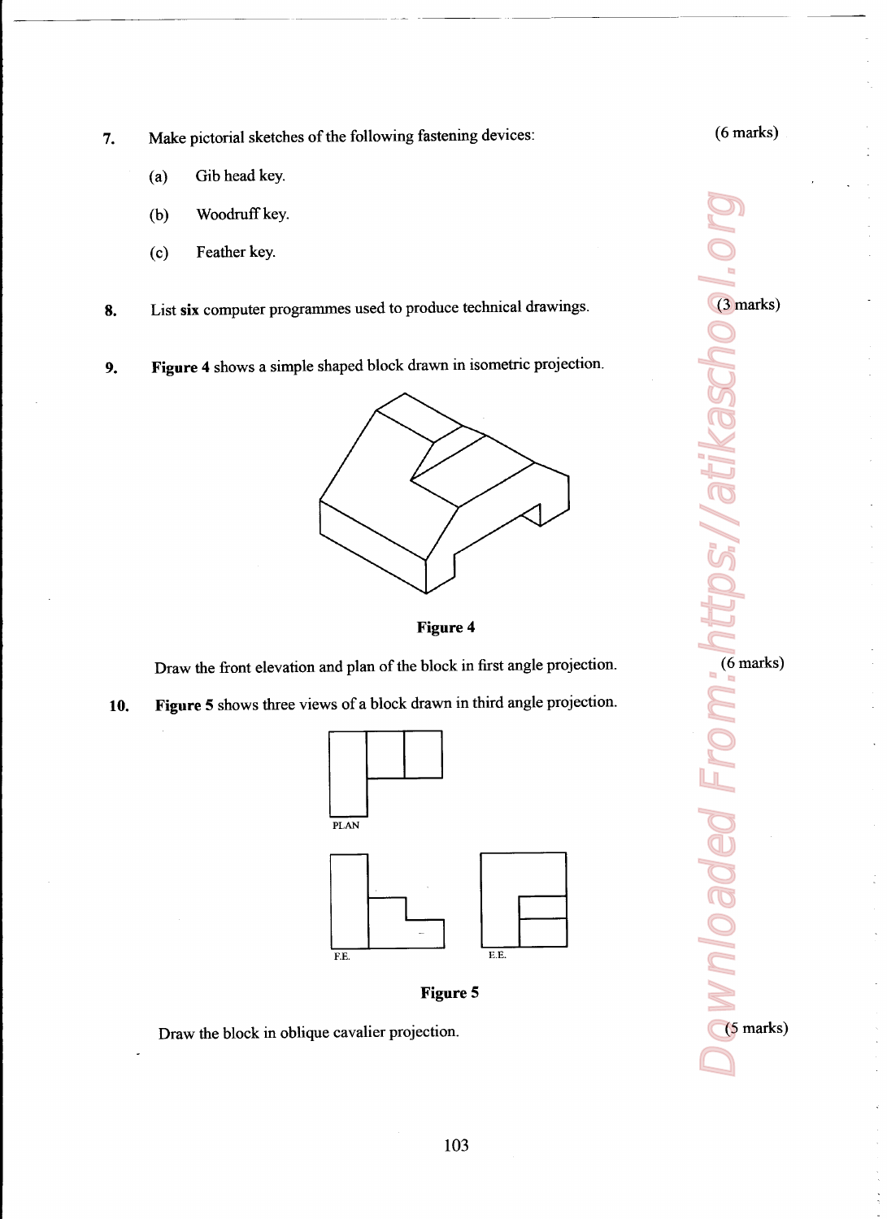7. Make pictorial sketches of the following fastening devices: (6 marks)

   (a) Gib head key.

   (b) Woodruff key.

   (c) Feather key.

8. List **six** computer programmes used to produce technical drawings. (3 marks)

9. **Figure 4** shows a simple shaped block drawn in isometric projection.

**Figure 4**

Draw the front elevation and plan of the block in first angle projection. (6 marks)

10. **Figure 5** shows three views of a block drawn in third angle projection.

PLAN

F.E.

E.E.

**Figure 5**

Draw the block in oblique cavalier projection. (5 marks)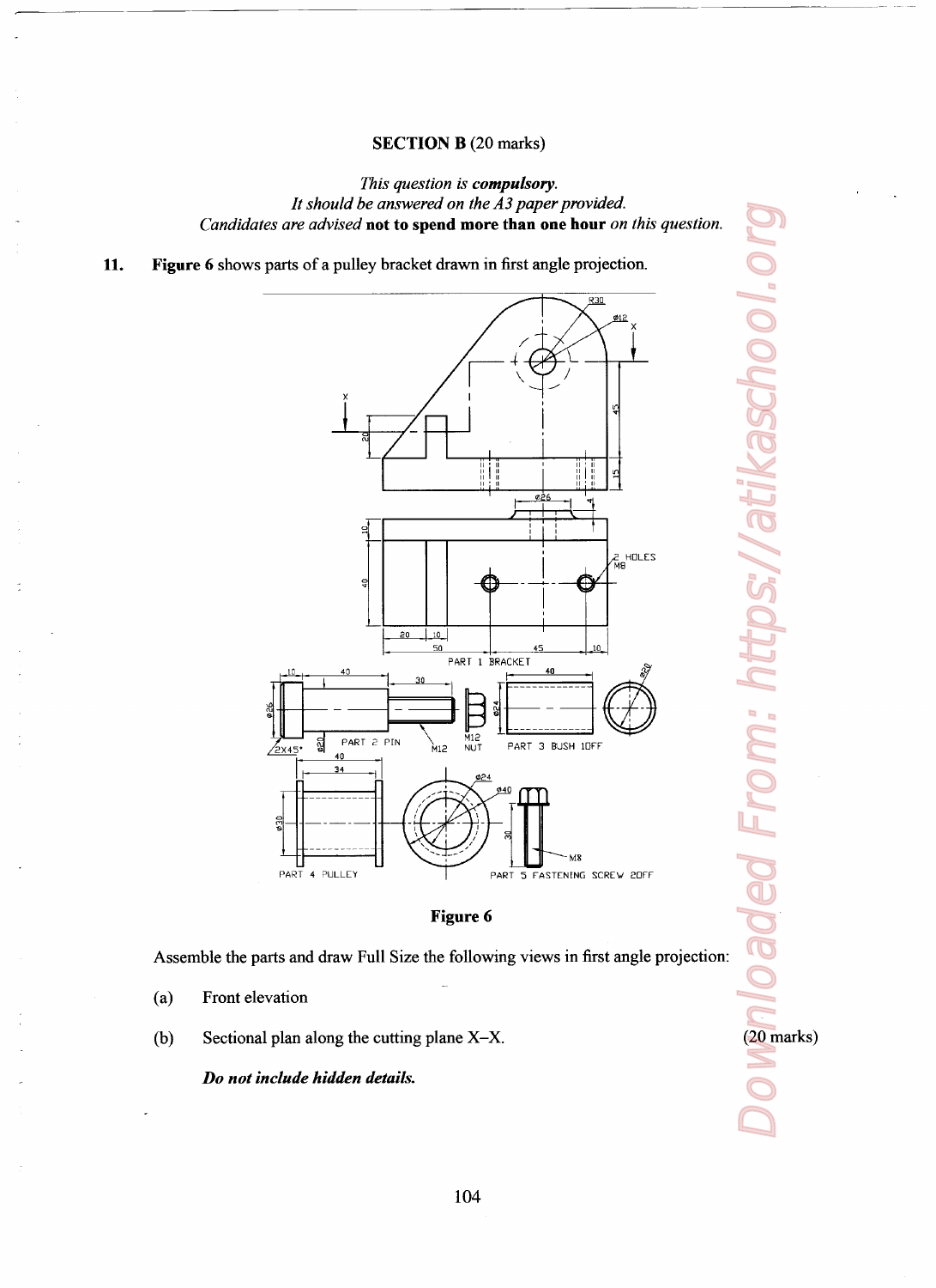## SECTION B (20 marks)

*This question is **compulsory**.*
*It should be answered on the A3 paper provided.*
*Candidates are advised* **not to spend more than one hour** *on this question.*

**11.** **Figure 6** shows parts of a pulley bracket drawn in first angle projection.

R30
Ø12
X
X
20
45
15
Ø26
4
10
40
2 HOLES
M8
20
10
50
45
10
PART 1 BRACKET

10
40
30
Ø26
2X45°
Ø20
40
PART 2 PIN
M12
M12
NUT
Ø24
40
Ø20
PART 3 BUSH 1OFF

34
Ø30
Ø24
Ø40
30
M8
PART 4 PULLEY
PART 5 FASTENING SCREW 2OFF

**Figure 6**

Assemble the parts and draw Full Size the following views in first angle projection:

(a) Front elevation

(b) Sectional plan along the cutting plane X–X. (20 marks)

***Do not include hidden details.***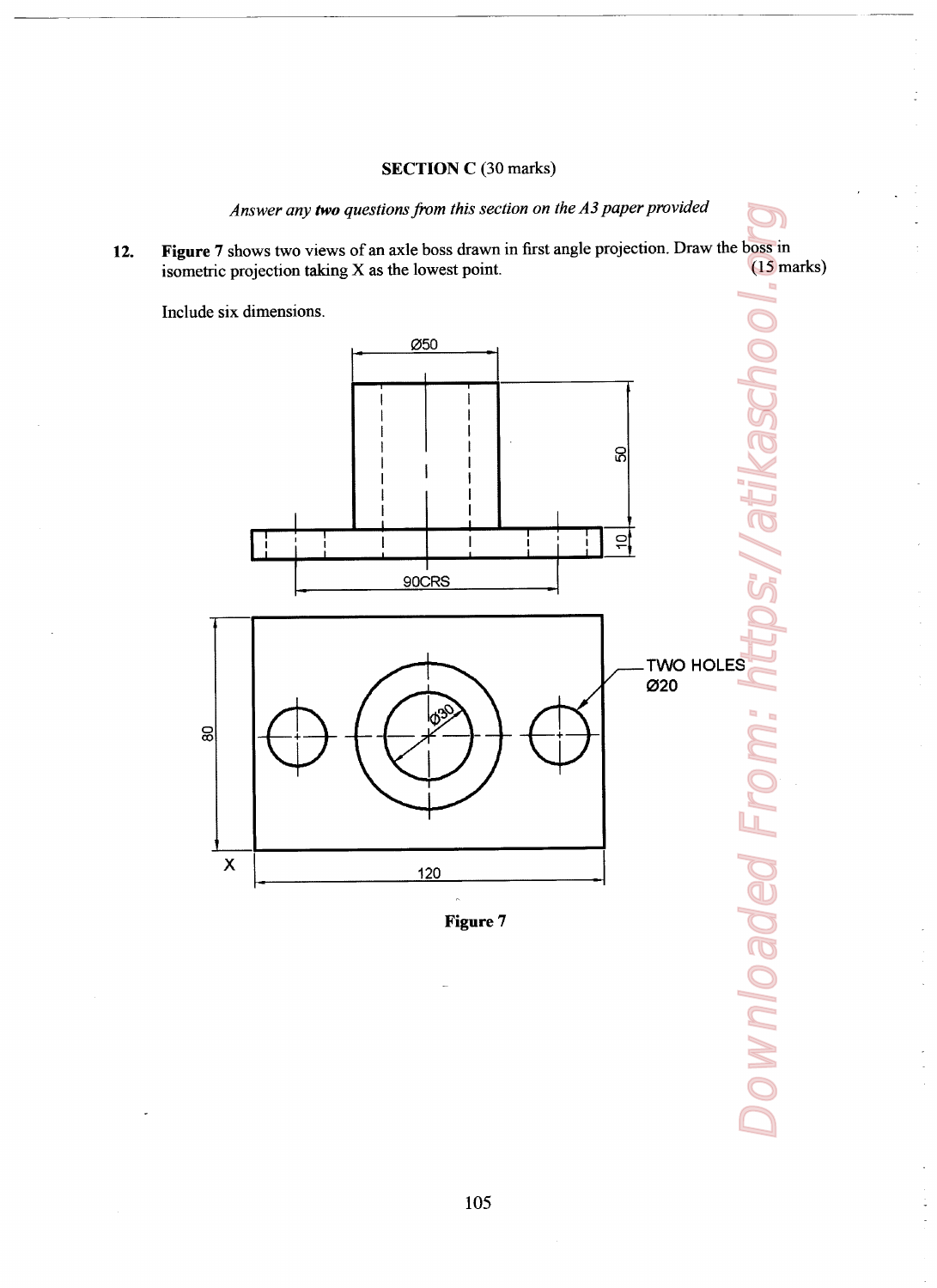## SECTION C (30 marks)

*Answer any **two** questions from this section on the A3 paper provided*

12. **Figure 7** shows two views of an axle boss drawn in first angle projection. Draw the boss in isometric projection taking X as the lowest point. (15 marks)

Include six dimensions.

Ø50

50

10

90CRS

80

Ø30

TWO HOLES
Ø20

X

120

**Figure 7**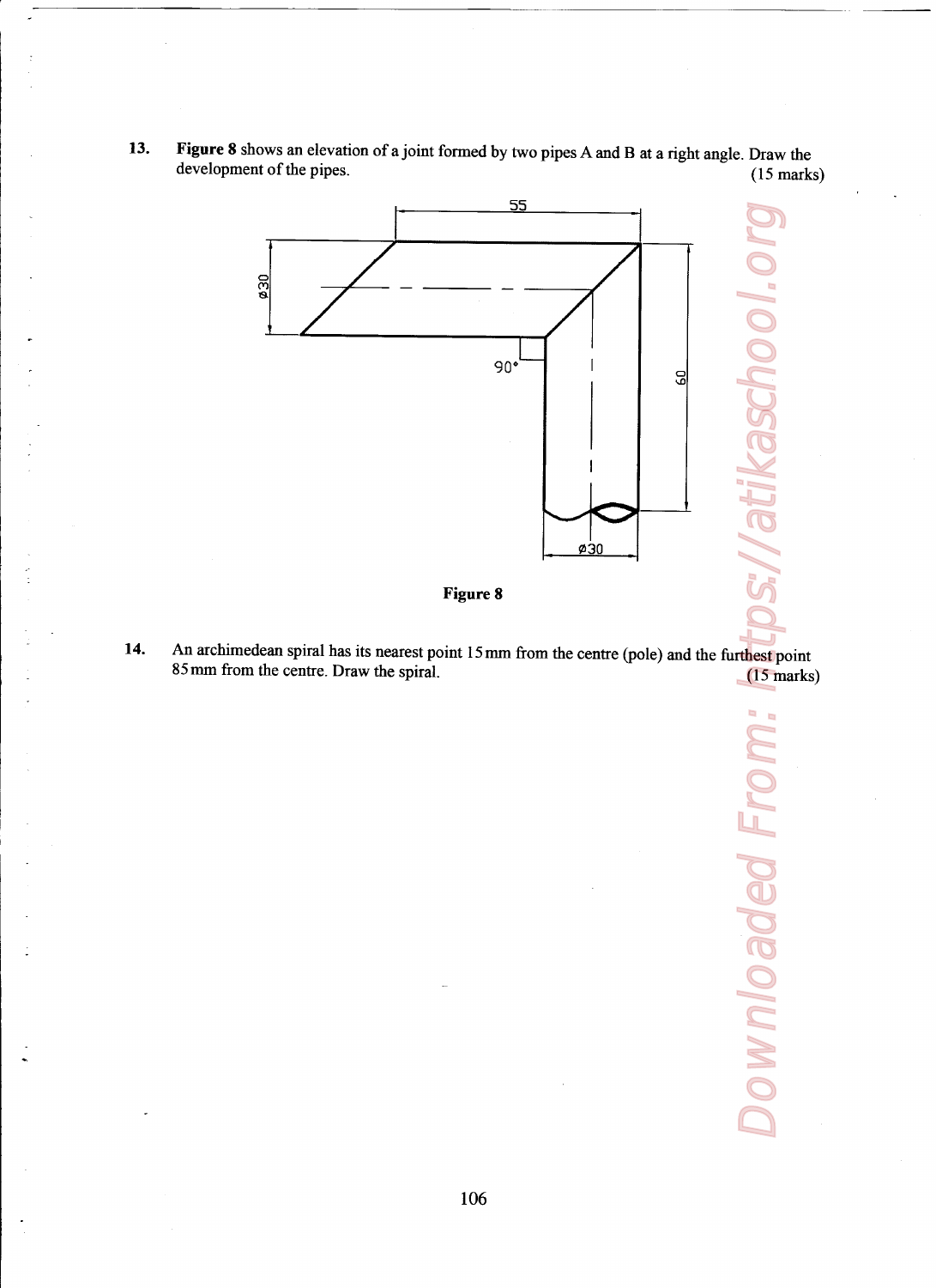**13.** **Figure 8** shows an elevation of a joint formed by two pipes A and B at a right angle. Draw the development of the pipes. (15 marks)

55

ø30

90°

60

ø30

**Figure 8**

**14.** An archimedean spiral has its nearest point 15 mm from the centre (pole) and the furthest point 85 mm from the centre. Draw the spiral. (15 marks)